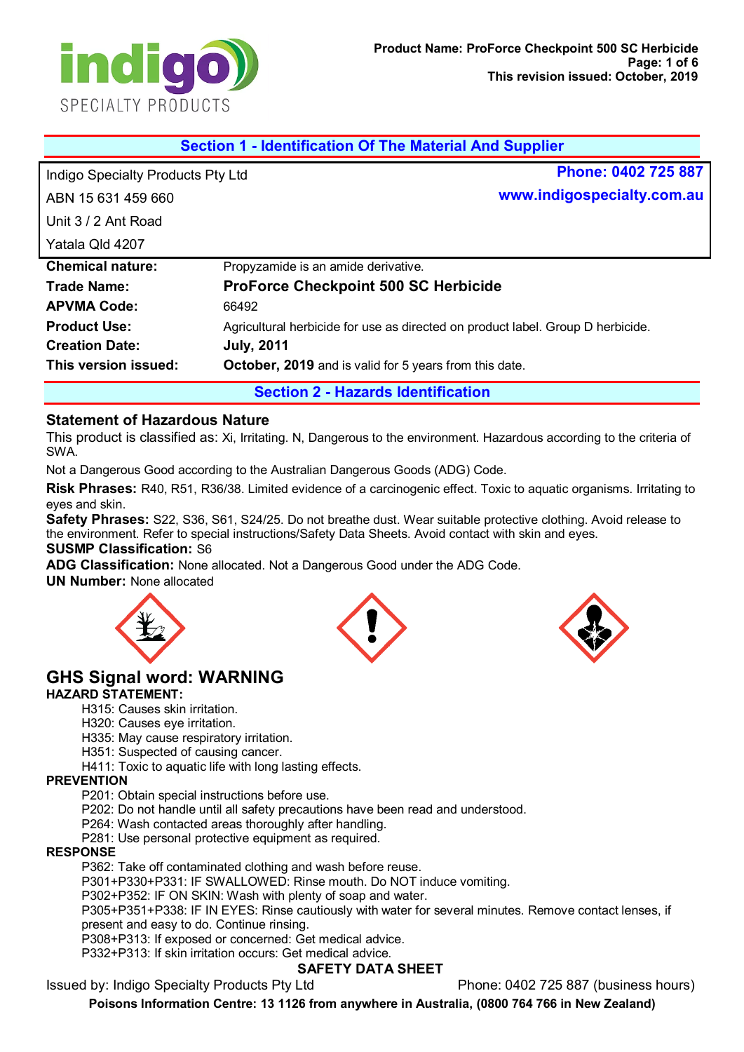## Section 1 - Identification Of The Material And Supplier

Indigo Specialty Products Pty Ltd
ABN 15 631 459 660
Unit 3 / 2 Ant Road
Yatala Qld 4207

**Phone: 0402 725 887**
**www.indigospecialty.com.au**

| | |
|---|---|
| **Chemical nature:** | Propyzamide is an amide derivative. |
| **Trade Name:** | **ProForce Checkpoint 500 SC Herbicide** |
| **APVMA Code:** | 66492 |
| **Product Use:** | Agricultural herbicide for use as directed on product label. Group D herbicide. |
| **Creation Date:** | **July, 2011** |
| **This version issued:** | **October, 2019** and is valid for 5 years from this date. |

## Section 2 - Hazards Identification

### Statement of Hazardous Nature

This product is classified as: Xi, Irritating. N, Dangerous to the environment. Hazardous according to the criteria of SWA.

Not a Dangerous Good according to the Australian Dangerous Goods (ADG) Code.

**Risk Phrases:** R40, R51, R36/38. Limited evidence of a carcinogenic effect. Toxic to aquatic organisms. Irritating to eyes and skin.

**Safety Phrases:** S22, S36, S61, S24/25. Do not breathe dust. Wear suitable protective clothing. Avoid release to the environment. Refer to special instructions/Safety Data Sheets. Avoid contact with skin and eyes.

**SUSMP Classification:** S6

**ADG Classification:** None allocated. Not a Dangerous Good under the ADG Code.

**UN Number:** None allocated

### GHS Signal word: WARNING

**HAZARD STATEMENT:**

- H315: Causes skin irritation.
- H320: Causes eye irritation.
- H335: May cause respiratory irritation.
- H351: Suspected of causing cancer.
- H411: Toxic to aquatic life with long lasting effects.

**PREVENTION**

- P201: Obtain special instructions before use.
- P202: Do not handle until all safety precautions have been read and understood.
- P264: Wash contacted areas thoroughly after handling.
- P281: Use personal protective equipment as required.

**RESPONSE**

- P362: Take off contaminated clothing and wash before reuse.
- P301+P330+P331: IF SWALLOWED: Rinse mouth. Do NOT induce vomiting.
- P302+P352: IF ON SKIN: Wash with plenty of soap and water.
- P305+P351+P338: IF IN EYES: Rinse cautiously with water for several minutes. Remove contact lenses, if present and easy to do. Continue rinsing.
- P308+P313: If exposed or concerned: Get medical advice.
- P332+P313: If skin irritation occurs: Get medical advice.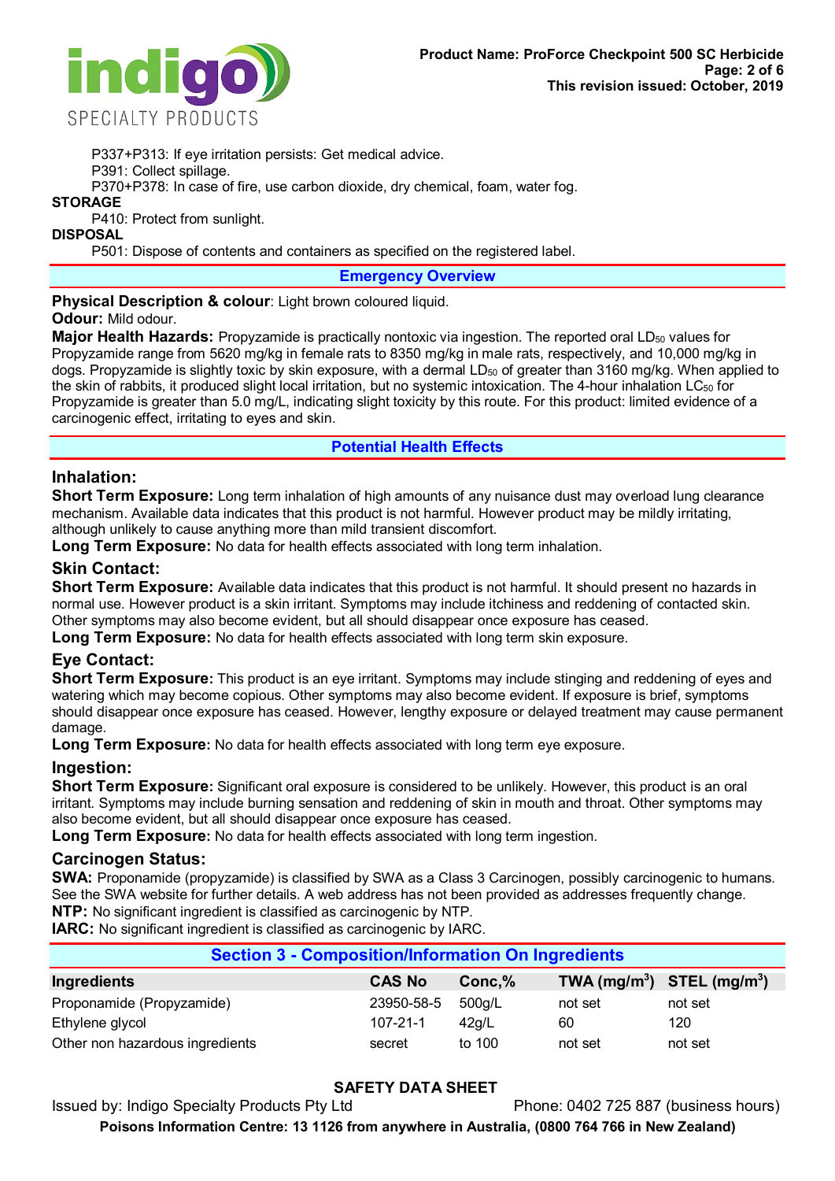P337+P313: If eye irritation persists: Get medical advice.
P391: Collect spillage.
P370+P378: In case of fire, use carbon dioxide, dry chemical, foam, water fog.

**STORAGE**

P410: Protect from sunlight.

**DISPOSAL**

P501: Dispose of contents and containers as specified on the registered label.

## Emergency Overview

**Physical Description & colour**: Light brown coloured liquid.

**Odour:** Mild odour.

**Major Health Hazards:** Propyzamide is practically nontoxic via ingestion. The reported oral $LD_{50}$ values for Propyzamide range from 5620 mg/kg in female rats to 8350 mg/kg in male rats, respectively, and 10,000 mg/kg in dogs. Propyzamide is slightly toxic by skin exposure, with a dermal $LD_{50}$ of greater than 3160 mg/kg. When applied to the skin of rabbits, it produced slight local irritation, but no systemic intoxication. The 4-hour inhalation $LC_{50}$ for Propyzamide is greater than 5.0 mg/L, indicating slight toxicity by this route. For this product: limited evidence of a carcinogenic effect, irritating to eyes and skin.

## Potential Health Effects

### Inhalation:

**Short Term Exposure:** Long term inhalation of high amounts of any nuisance dust may overload lung clearance mechanism. Available data indicates that this product is not harmful. However product may be mildly irritating, although unlikely to cause anything more than mild transient discomfort.

**Long Term Exposure:** No data for health effects associated with long term inhalation.

### Skin Contact:

**Short Term Exposure:** Available data indicates that this product is not harmful. It should present no hazards in normal use. However product is a skin irritant. Symptoms may include itchiness and reddening of contacted skin. Other symptoms may also become evident, but all should disappear once exposure has ceased.

**Long Term Exposure:** No data for health effects associated with long term skin exposure.

### Eye Contact:

**Short Term Exposure:** This product is an eye irritant. Symptoms may include stinging and reddening of eyes and watering which may become copious. Other symptoms may also become evident. If exposure is brief, symptoms should disappear once exposure has ceased. However, lengthy exposure or delayed treatment may cause permanent damage.

**Long Term Exposure:** No data for health effects associated with long term eye exposure.

### Ingestion:

**Short Term Exposure:** Significant oral exposure is considered to be unlikely. However, this product is an oral irritant. Symptoms may include burning sensation and reddening of skin in mouth and throat. Other symptoms may also become evident, but all should disappear once exposure has ceased.

**Long Term Exposure:** No data for health effects associated with long term ingestion.

### Carcinogen Status:

**SWA:** Proponamide (propyzamide) is classified by SWA as a Class 3 Carcinogen, possibly carcinogenic to humans. See the SWA website for further details. A web address has not been provided as addresses frequently change.

**NTP:** No significant ingredient is classified as carcinogenic by NTP.

**IARC:** No significant ingredient is classified as carcinogenic by IARC.

## Section 3 - Composition/Information On Ingredients

| Ingredients | CAS No | Conc,% | TWA ($mg/m^3$) | STEL ($mg/m^3$) |
|---|---|---|---|---|
| Proponamide (Propyzamide) | 23950-58-5 | 500g/L | not set | not set |
| Ethylene glycol | 107-21-1 | 42g/L | 60 | 120 |
| Other non hazardous ingredients | secret | to 100 | not set | not set |

**SAFETY DATA SHEET**

Issued by: Indigo Specialty Products Pty Ltd — Phone: 0402 725 887 (business hours)

**Poisons Information Centre: 13 1126 from anywhere in Australia, (0800 764 766 in New Zealand)**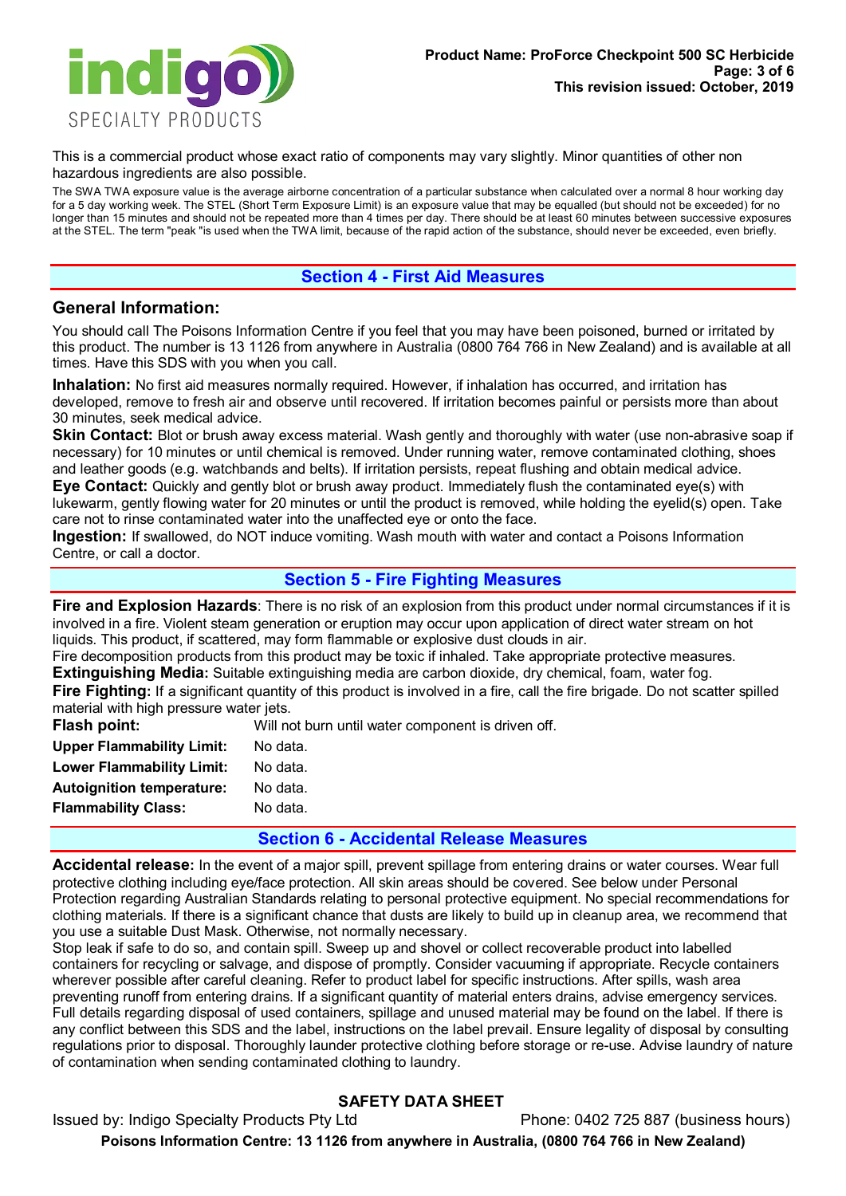This is a commercial product whose exact ratio of components may vary slightly. Minor quantities of other non hazardous ingredients are also possible.

The SWA TWA exposure value is the average airborne concentration of a particular substance when calculated over a normal 8 hour working day for a 5 day working week. The STEL (Short Term Exposure Limit) is an exposure value that may be equalled (but should not be exceeded) for no longer than 15 minutes and should not be repeated more than 4 times per day. There should be at least 60 minutes between successive exposures at the STEL. The term "peak "is used when the TWA limit, because of the rapid action of the substance, should never be exceeded, even briefly.

## Section 4 - First Aid Measures

### General Information:

You should call The Poisons Information Centre if you feel that you may have been poisoned, burned or irritated by this product. The number is 13 1126 from anywhere in Australia (0800 764 766 in New Zealand) and is available at all times. Have this SDS with you when you call.

**Inhalation:** No first aid measures normally required. However, if inhalation has occurred, and irritation has developed, remove to fresh air and observe until recovered. If irritation becomes painful or persists more than about 30 minutes, seek medical advice.

**Skin Contact:** Blot or brush away excess material. Wash gently and thoroughly with water (use non-abrasive soap if necessary) for 10 minutes or until chemical is removed. Under running water, remove contaminated clothing, shoes and leather goods (e.g. watchbands and belts). If irritation persists, repeat flushing and obtain medical advice.

**Eye Contact:** Quickly and gently blot or brush away product. Immediately flush the contaminated eye(s) with lukewarm, gently flowing water for 20 minutes or until the product is removed, while holding the eyelid(s) open. Take care not to rinse contaminated water into the unaffected eye or onto the face.

**Ingestion:** If swallowed, do NOT induce vomiting. Wash mouth with water and contact a Poisons Information Centre, or call a doctor.

## Section 5 - Fire Fighting Measures

**Fire and Explosion Hazards**: There is no risk of an explosion from this product under normal circumstances if it is involved in a fire. Violent steam generation or eruption may occur upon application of direct water stream on hot liquids. This product, if scattered, may form flammable or explosive dust clouds in air.

Fire decomposition products from this product may be toxic if inhaled. Take appropriate protective measures.

**Extinguishing Media:** Suitable extinguishing media are carbon dioxide, dry chemical, foam, water fog.

**Fire Fighting:** If a significant quantity of this product is involved in a fire, call the fire brigade. Do not scatter spilled material with high pressure water jets.

| | |
|---|---|
| **Flash point:** | Will not burn until water component is driven off. |
| **Upper Flammability Limit:** | No data. |
| **Lower Flammability Limit:** | No data. |
| **Autoignition temperature:** | No data. |
| **Flammability Class:** | No data. |

## Section 6 - Accidental Release Measures

**Accidental release:** In the event of a major spill, prevent spillage from entering drains or water courses. Wear full protective clothing including eye/face protection. All skin areas should be covered. See below under Personal Protection regarding Australian Standards relating to personal protective equipment. No special recommendations for clothing materials. If there is a significant chance that dusts are likely to build up in cleanup area, we recommend that you use a suitable Dust Mask. Otherwise, not normally necessary.

Stop leak if safe to do so, and contain spill. Sweep up and shovel or collect recoverable product into labelled containers for recycling or salvage, and dispose of promptly. Consider vacuuming if appropriate. Recycle containers wherever possible after careful cleaning. Refer to product label for specific instructions. After spills, wash area preventing runoff from entering drains. If a significant quantity of material enters drains, advise emergency services. Full details regarding disposal of used containers, spillage and unused material may be found on the label. If there is any conflict between this SDS and the label, instructions on the label prevail. Ensure legality of disposal by consulting regulations prior to disposal. Thoroughly launder protective clothing before storage or re-use. Advise laundry of nature of contamination when sending contaminated clothing to laundry.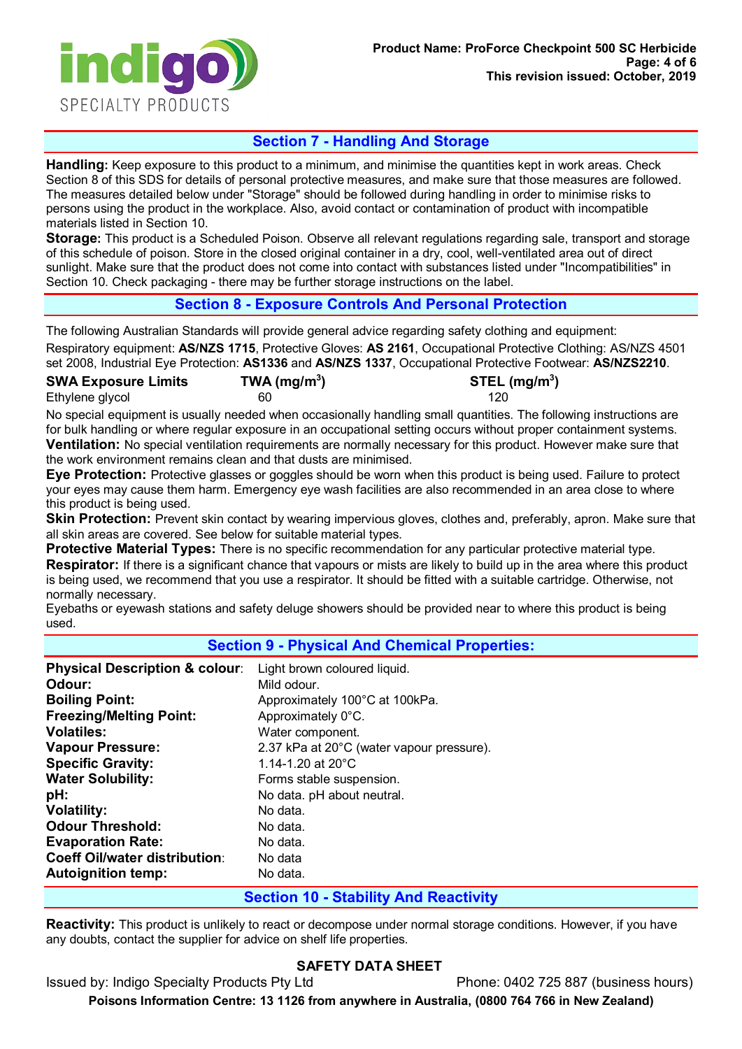## Section 7 - Handling And Storage

**Handling:** Keep exposure to this product to a minimum, and minimise the quantities kept in work areas. Check Section 8 of this SDS for details of personal protective measures, and make sure that those measures are followed. The measures detailed below under "Storage" should be followed during handling in order to minimise risks to persons using the product in the workplace. Also, avoid contact or contamination of product with incompatible materials listed in Section 10.

**Storage:** This product is a Scheduled Poison. Observe all relevant regulations regarding sale, transport and storage of this schedule of poison. Store in the closed original container in a dry, cool, well-ventilated area out of direct sunlight. Make sure that the product does not come into contact with substances listed under "Incompatibilities" in Section 10. Check packaging - there may be further storage instructions on the label.

## Section 8 - Exposure Controls And Personal Protection

The following Australian Standards will provide general advice regarding safety clothing and equipment:

Respiratory equipment: **AS/NZS 1715**, Protective Gloves: **AS 2161**, Occupational Protective Clothing: AS/NZS 4501 set 2008, Industrial Eye Protection: **AS1336** and **AS/NZS 1337**, Occupational Protective Footwear: **AS/NZS2210**.

| SWA Exposure Limits | TWA (mg/m$^3$) | STEL (mg/m$^3$) |
|---|---|---|
| Ethylene glycol | 60 | 120 |

No special equipment is usually needed when occasionally handling small quantities. The following instructions are for bulk handling or where regular exposure in an occupational setting occurs without proper containment systems.

**Ventilation:** No special ventilation requirements are normally necessary for this product. However make sure that the work environment remains clean and that dusts are minimised.

**Eye Protection:** Protective glasses or goggles should be worn when this product is being used. Failure to protect your eyes may cause them harm. Emergency eye wash facilities are also recommended in an area close to where this product is being used.

**Skin Protection:** Prevent skin contact by wearing impervious gloves, clothes and, preferably, apron. Make sure that all skin areas are covered. See below for suitable material types.

**Protective Material Types:** There is no specific recommendation for any particular protective material type.

**Respirator:** If there is a significant chance that vapours or mists are likely to build up in the area where this product is being used, we recommend that you use a respirator. It should be fitted with a suitable cartridge. Otherwise, not normally necessary.

Eyebaths or eyewash stations and safety deluge showers should be provided near to where this product is being used.

## Section 9 - Physical And Chemical Properties:

| | |
|---|---|
| **Physical Description & colour**: | Light brown coloured liquid. |
| **Odour:** | Mild odour. |
| **Boiling Point:** | Approximately 100°C at 100kPa. |
| **Freezing/Melting Point:** | Approximately 0°C. |
| **Volatiles:** | Water component. |
| **Vapour Pressure:** | 2.37 kPa at 20°C (water vapour pressure). |
| **Specific Gravity:** | 1.14-1.20 at 20°C |
| **Water Solubility:** | Forms stable suspension. |
| **pH:** | No data. pH about neutral. |
| **Volatility:** | No data. |
| **Odour Threshold:** | No data. |
| **Evaporation Rate:** | No data. |
| **Coeff Oil/water distribution**: | No data |
| **Autoignition temp:** | No data. |

## Section 10 - Stability And Reactivity

**Reactivity:** This product is unlikely to react or decompose under normal storage conditions. However, if you have any doubts, contact the supplier for advice on shelf life properties.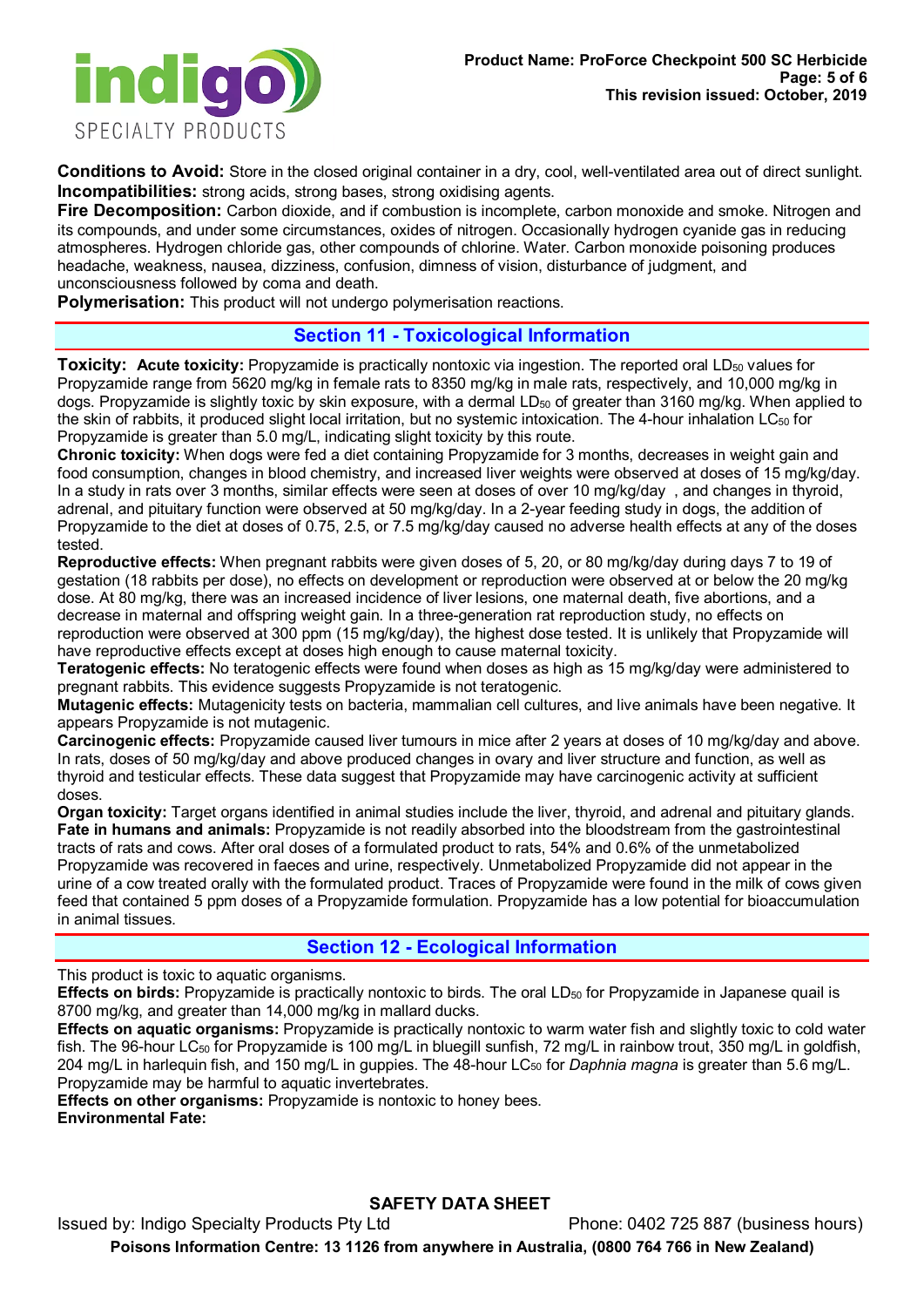**Conditions to Avoid:** Store in the closed original container in a dry, cool, well-ventilated area out of direct sunlight.
**Incompatibilities:** strong acids, strong bases, strong oxidising agents.
**Fire Decomposition:** Carbon dioxide, and if combustion is incomplete, carbon monoxide and smoke. Nitrogen and its compounds, and under some circumstances, oxides of nitrogen. Occasionally hydrogen cyanide gas in reducing atmospheres. Hydrogen chloride gas, other compounds of chlorine. Water. Carbon monoxide poisoning produces headache, weakness, nausea, dizziness, confusion, dimness of vision, disturbance of judgment, and unconsciousness followed by coma and death.
**Polymerisation:** This product will not undergo polymerisation reactions.

## Section 11 - Toxicological Information

**Toxicity: Acute toxicity:** Propyzamide is practically nontoxic via ingestion. The reported oral $LD_{50}$ values for Propyzamide range from 5620 mg/kg in female rats to 8350 mg/kg in male rats, respectively, and 10,000 mg/kg in dogs. Propyzamide is slightly toxic by skin exposure, with a dermal $LD_{50}$ of greater than 3160 mg/kg. When applied to the skin of rabbits, it produced slight local irritation, but no systemic intoxication. The 4-hour inhalation $LC_{50}$ for Propyzamide is greater than 5.0 mg/L, indicating slight toxicity by this route.
**Chronic toxicity:** When dogs were fed a diet containing Propyzamide for 3 months, decreases in weight gain and food consumption, changes in blood chemistry, and increased liver weights were observed at doses of 15 mg/kg/day. In a study in rats over 3 months, similar effects were seen at doses of over 10 mg/kg/day , and changes in thyroid, adrenal, and pituitary function were observed at 50 mg/kg/day. In a 2-year feeding study in dogs, the addition of Propyzamide to the diet at doses of 0.75, 2.5, or 7.5 mg/kg/day caused no adverse health effects at any of the doses tested.
**Reproductive effects:** When pregnant rabbits were given doses of 5, 20, or 80 mg/kg/day during days 7 to 19 of gestation (18 rabbits per dose), no effects on development or reproduction were observed at or below the 20 mg/kg dose. At 80 mg/kg, there was an increased incidence of liver lesions, one maternal death, five abortions, and a decrease in maternal and offspring weight gain. In a three-generation rat reproduction study, no effects on reproduction were observed at 300 ppm (15 mg/kg/day), the highest dose tested. It is unlikely that Propyzamide will have reproductive effects except at doses high enough to cause maternal toxicity.
**Teratogenic effects:** No teratogenic effects were found when doses as high as 15 mg/kg/day were administered to pregnant rabbits. This evidence suggests Propyzamide is not teratogenic.
**Mutagenic effects:** Mutagenicity tests on bacteria, mammalian cell cultures, and live animals have been negative. It appears Propyzamide is not mutagenic.
**Carcinogenic effects:** Propyzamide caused liver tumours in mice after 2 years at doses of 10 mg/kg/day and above. In rats, doses of 50 mg/kg/day and above produced changes in ovary and liver structure and function, as well as thyroid and testicular effects. These data suggest that Propyzamide may have carcinogenic activity at sufficient doses.
**Organ toxicity:** Target organs identified in animal studies include the liver, thyroid, and adrenal and pituitary glands.
**Fate in humans and animals:** Propyzamide is not readily absorbed into the bloodstream from the gastrointestinal tracts of rats and cows. After oral doses of a formulated product to rats, 54% and 0.6% of the unmetabolized Propyzamide was recovered in faeces and urine, respectively. Unmetabolized Propyzamide did not appear in the urine of a cow treated orally with the formulated product. Traces of Propyzamide were found in the milk of cows given feed that contained 5 ppm doses of a Propyzamide formulation. Propyzamide has a low potential for bioaccumulation in animal tissues.

## Section 12 - Ecological Information

This product is toxic to aquatic organisms.
**Effects on birds:** Propyzamide is practically nontoxic to birds. The oral $LD_{50}$ for Propyzamide in Japanese quail is 8700 mg/kg, and greater than 14,000 mg/kg in mallard ducks.
**Effects on aquatic organisms:** Propyzamide is practically nontoxic to warm water fish and slightly toxic to cold water fish. The 96-hour $LC_{50}$ for Propyzamide is 100 mg/L in bluegill sunfish, 72 mg/L in rainbow trout, 350 mg/L in goldfish, 204 mg/L in harlequin fish, and 150 mg/L in guppies. The 48-hour $LC_{50}$ for *Daphnia magna* is greater than 5.6 mg/L. Propyzamide may be harmful to aquatic invertebrates.
**Effects on other organisms:** Propyzamide is nontoxic to honey bees.
**Environmental Fate:**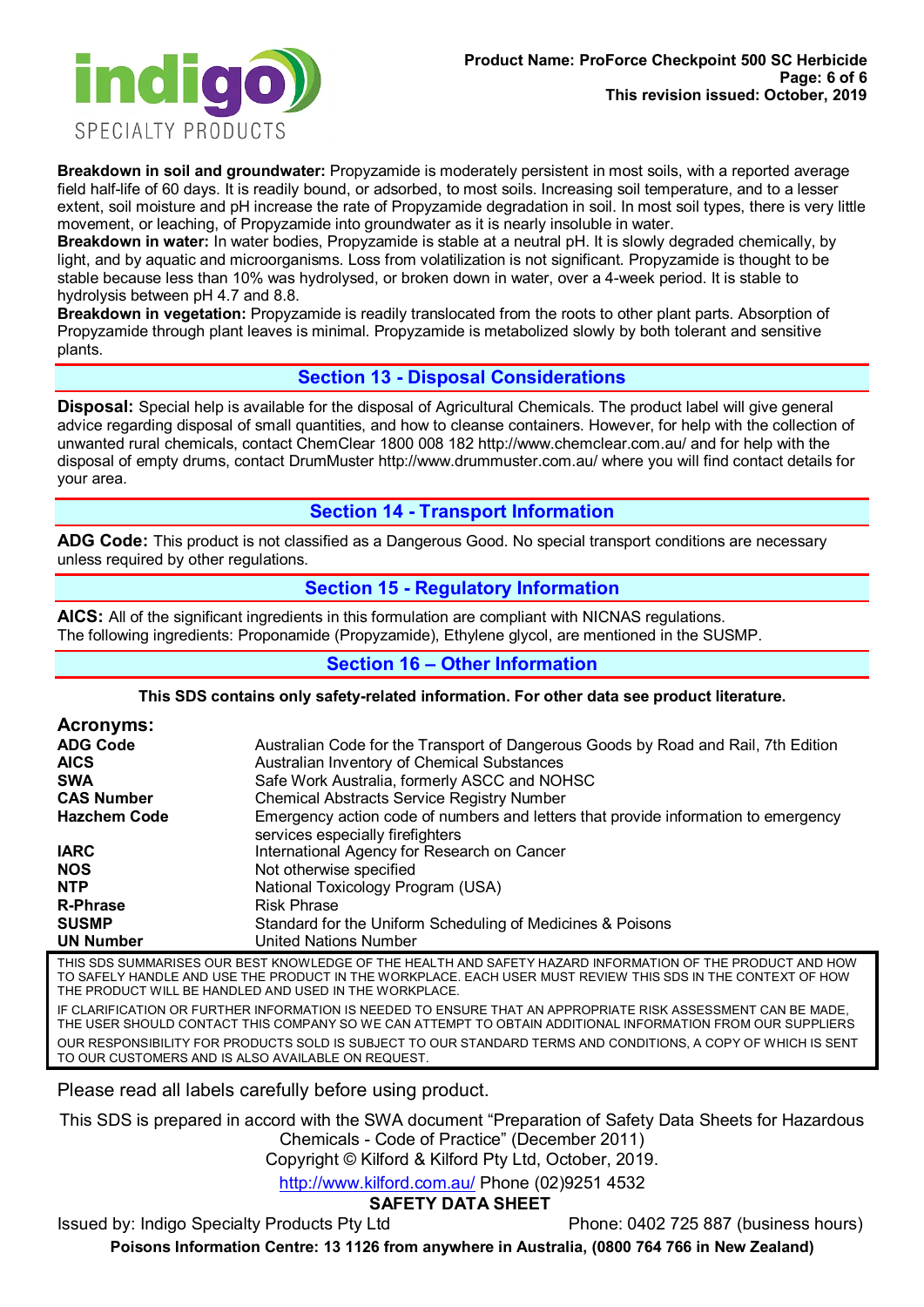**Breakdown in soil and groundwater:** Propyzamide is moderately persistent in most soils, with a reported average field half-life of 60 days. It is readily bound, or adsorbed, to most soils. Increasing soil temperature, and to a lesser extent, soil moisture and pH increase the rate of Propyzamide degradation in soil. In most soil types, there is very little movement, or leaching, of Propyzamide into groundwater as it is nearly insoluble in water.
**Breakdown in water:** In water bodies, Propyzamide is stable at a neutral pH. It is slowly degraded chemically, by light, and by aquatic and microorganisms. Loss from volatilization is not significant. Propyzamide is thought to be stable because less than 10% was hydrolysed, or broken down in water, over a 4-week period. It is stable to hydrolysis between pH 4.7 and 8.8.
**Breakdown in vegetation:** Propyzamide is readily translocated from the roots to other plant parts. Absorption of Propyzamide through plant leaves is minimal. Propyzamide is metabolized slowly by both tolerant and sensitive plants.

## Section 13 - Disposal Considerations

**Disposal:** Special help is available for the disposal of Agricultural Chemicals. The product label will give general advice regarding disposal of small quantities, and how to cleanse containers. However, for help with the collection of unwanted rural chemicals, contact ChemClear 1800 008 182 http://www.chemclear.com.au/ and for help with the disposal of empty drums, contact DrumMuster http://www.drummuster.com.au/ where you will find contact details for your area.

## Section 14 - Transport Information

**ADG Code:** This product is not classified as a Dangerous Good. No special transport conditions are necessary unless required by other regulations.

## Section 15 - Regulatory Information

**AICS:** All of the significant ingredients in this formulation are compliant with NICNAS regulations.
The following ingredients: Proponamide (Propyzamide), Ethylene glycol, are mentioned in the SUSMP.

## Section 16 – Other Information

**This SDS contains only safety-related information. For other data see product literature.**

### Acronyms:

| | |
|---|---|
| **ADG Code** | Australian Code for the Transport of Dangerous Goods by Road and Rail, 7th Edition |
| **AICS** | Australian Inventory of Chemical Substances |
| **SWA** | Safe Work Australia, formerly ASCC and NOHSC |
| **CAS Number** | Chemical Abstracts Service Registry Number |
| **Hazchem Code** | Emergency action code of numbers and letters that provide information to emergency services especially firefighters |
| **IARC** | International Agency for Research on Cancer |
| **NOS** | Not otherwise specified |
| **NTP** | National Toxicology Program (USA) |
| **R-Phrase** | Risk Phrase |
| **SUSMP** | Standard for the Uniform Scheduling of Medicines & Poisons |
| **UN Number** | United Nations Number |

THIS SDS SUMMARISES OUR BEST KNOWLEDGE OF THE HEALTH AND SAFETY HAZARD INFORMATION OF THE PRODUCT AND HOW TO SAFELY HANDLE AND USE THE PRODUCT IN THE WORKPLACE. EACH USER MUST REVIEW THIS SDS IN THE CONTEXT OF HOW THE PRODUCT WILL BE HANDLED AND USED IN THE WORKPLACE.

IF CLARIFICATION OR FURTHER INFORMATION IS NEEDED TO ENSURE THAT AN APPROPRIATE RISK ASSESSMENT CAN BE MADE, THE USER SHOULD CONTACT THIS COMPANY SO WE CAN ATTEMPT TO OBTAIN ADDITIONAL INFORMATION FROM OUR SUPPLIERS

OUR RESPONSIBILITY FOR PRODUCTS SOLD IS SUBJECT TO OUR STANDARD TERMS AND CONDITIONS, A COPY OF WHICH IS SENT TO OUR CUSTOMERS AND IS ALSO AVAILABLE ON REQUEST.

Please read all labels carefully before using product.

This SDS is prepared in accord with the SWA document "Preparation of Safety Data Sheets for Hazardous Chemicals - Code of Practice" (December 2011)
Copyright © Kilford & Kilford Pty Ltd, October, 2019.
http://www.kilford.com.au/ Phone (02)9251 4532

**SAFETY DATA SHEET**

Issued by: Indigo Specialty Products Pty Ltd    Phone: 0402 725 887 (business hours)

**Poisons Information Centre: 13 1126 from anywhere in Australia, (0800 764 766 in New Zealand)**